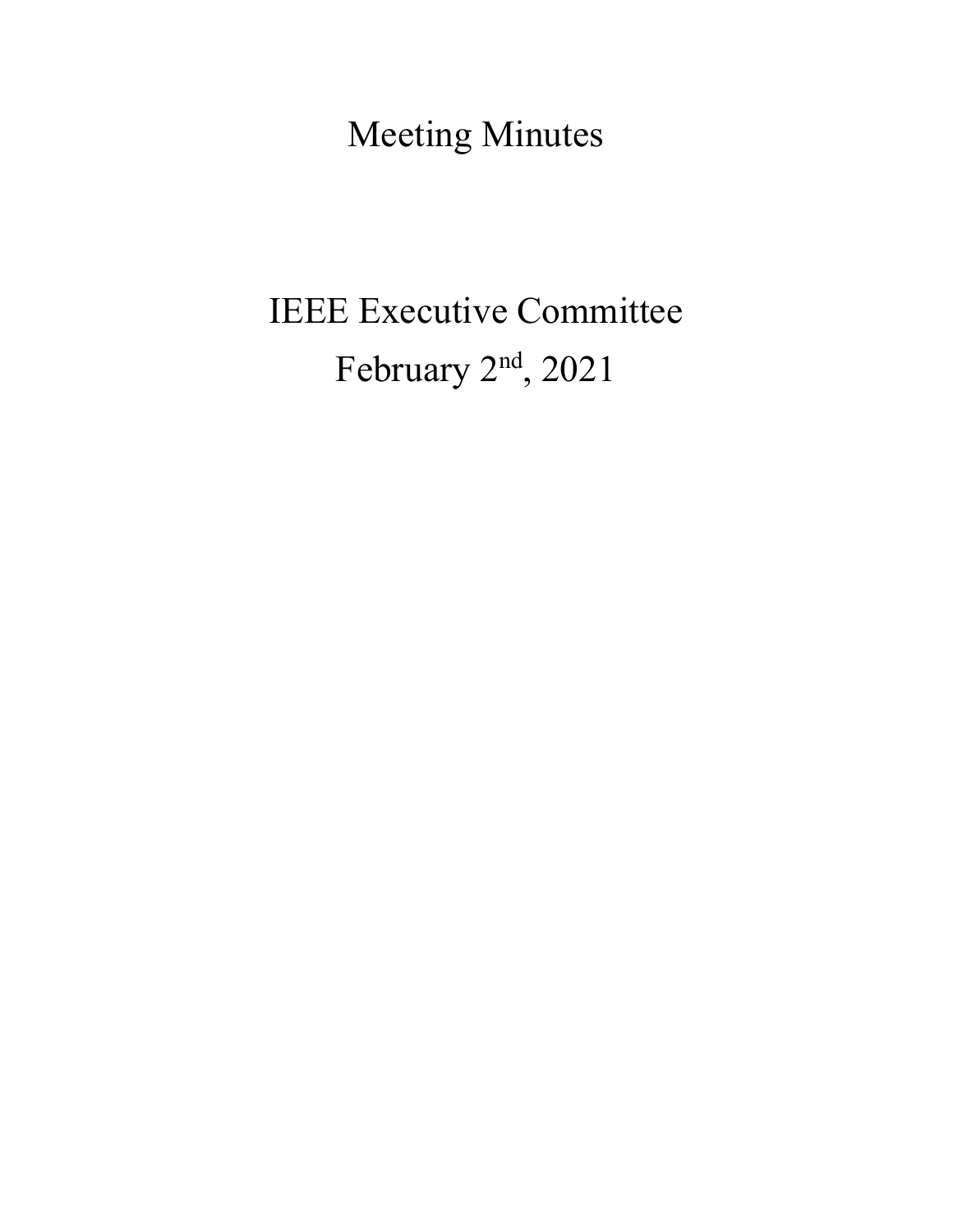# Meeting Minutes

## IEEE Executive Committee

## February 2nd, 2021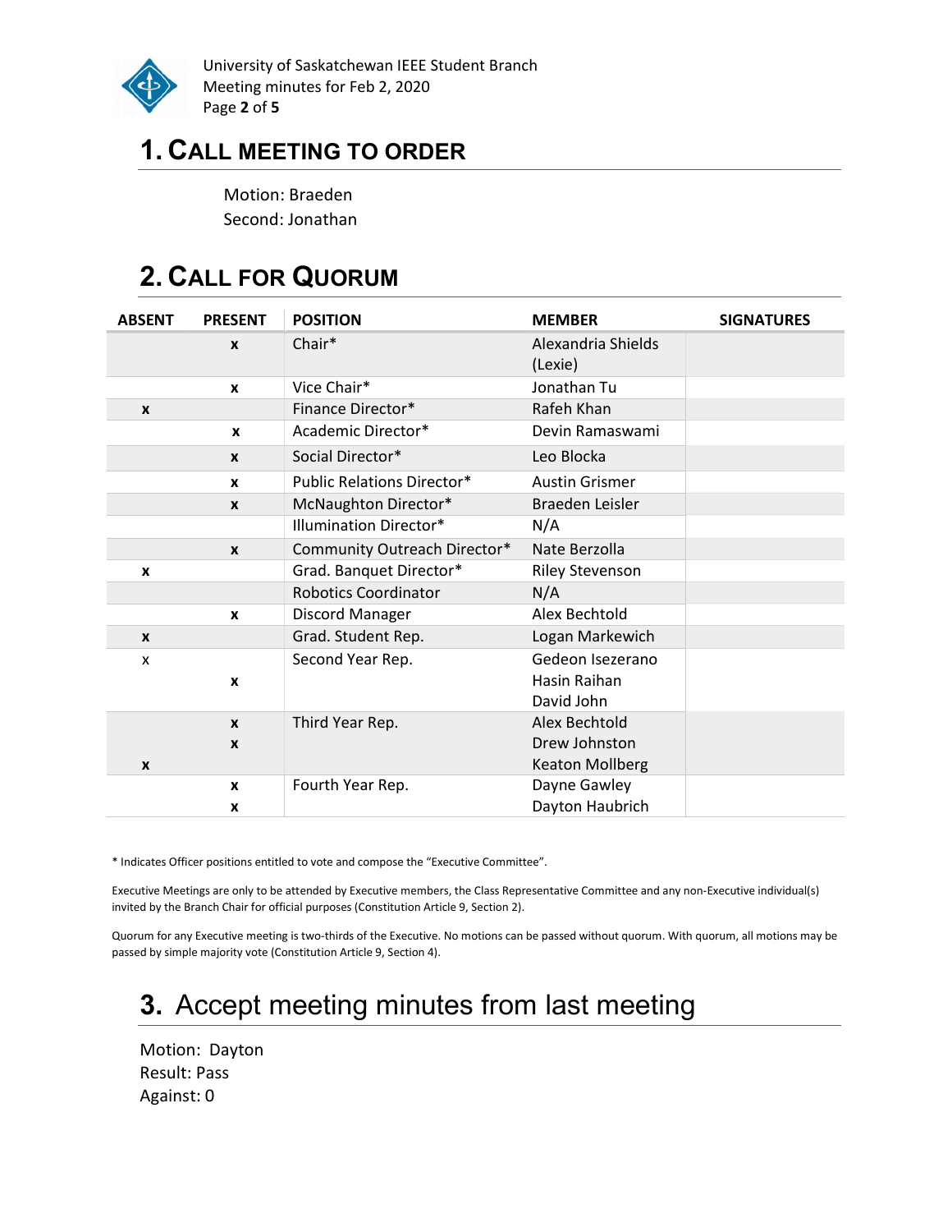# 1. Call Meeting to Order

Motion: Braeden
Second: Jonathan

# 2. Call for Quorum

| ABSENT | PRESENT | POSITION | MEMBER | SIGNATURES |
|---|---|---|---|---|
| | x | Chair* | Alexandria Shields (Lexie) | |
| | x | Vice Chair* | Jonathan Tu | |
| x | | Finance Director* | Rafeh Khan | |
| | x | Academic Director* | Devin Ramaswami | |
| | x | Social Director* | Leo Blocka | |
| | x | Public Relations Director* | Austin Grismer | |
| | x | McNaughton Director* | Braeden Leisler | |
| | | Illumination Director* | N/A | |
| | x | Community Outreach Director* | Nate Berzolla | |
| x | | Grad. Banquet Director* | Riley Stevenson | |
| | | Robotics Coordinator | N/A | |
| | x | Discord Manager | Alex Bechtold | |
| x | | Grad. Student Rep. | Logan Markewich | |
| x | | Second Year Rep. | Gedeon Isezerano | |
| | x | | Hasin Raihan | |
| | | | David John | |
| | x | Third Year Rep. | Alex Bechtold | |
| | x | | Drew Johnston | |
| x | | | Keaton Mollberg | |
| | x | Fourth Year Rep. | Dayne Gawley | |
| | x | | Dayton Haubrich | |

* Indicates Officer positions entitled to vote and compose the "Executive Committee".

Executive Meetings are only to be attended by Executive members, the Class Representative Committee and any non-Executive individual(s) invited by the Branch Chair for official purposes (Constitution Article 9, Section 2).

Quorum for any Executive meeting is two-thirds of the Executive. No motions can be passed without quorum. With quorum, all motions may be passed by simple majority vote (Constitution Article 9, Section 4).

# 3. Accept meeting minutes from last meeting

Motion: Dayton
Result: Pass
Against: 0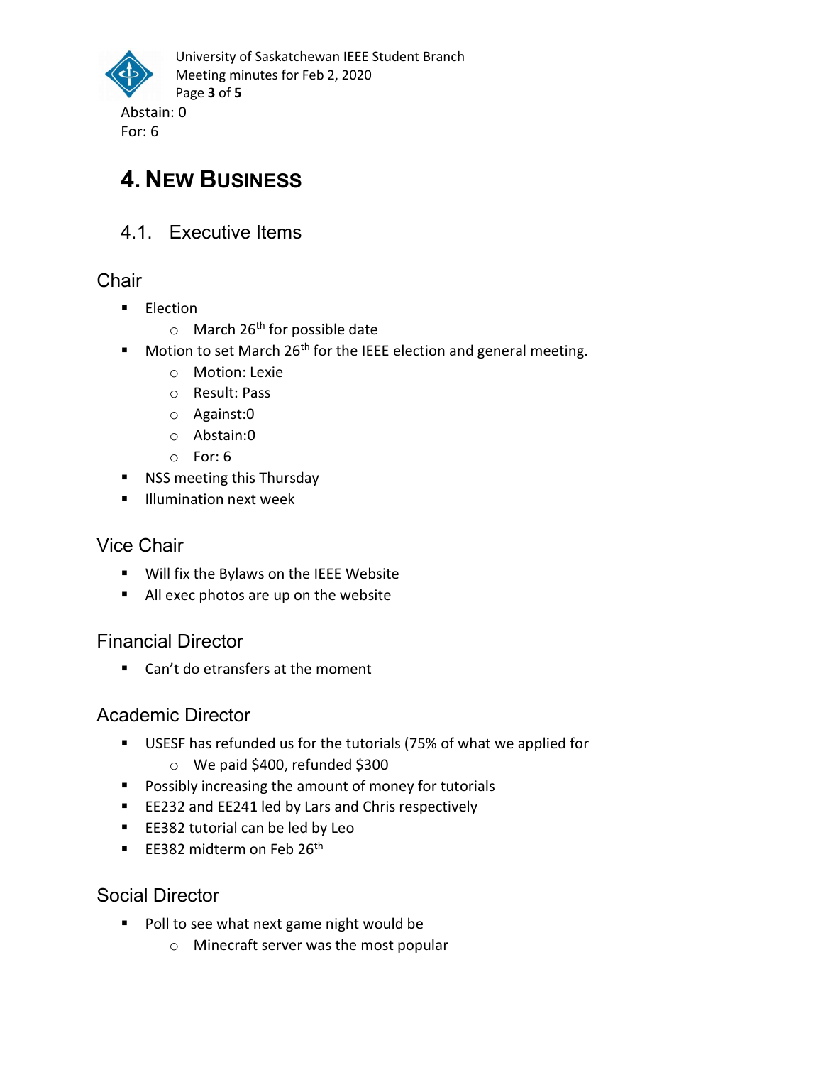Abstain: 0
For: 6

# 4. New Business

## 4.1. Executive Items

### Chair

- Election
    - March 26th for possible date
- Motion to set March 26th for the IEEE election and general meeting.
    - Motion: Lexie
    - Result: Pass
    - Against:0
    - Abstain:0
    - For: 6
- NSS meeting this Thursday
- Illumination next week

### Vice Chair

- Will fix the Bylaws on the IEEE Website
- All exec photos are up on the website

### Financial Director

- Can't do etransfers at the moment

### Academic Director

- USESF has refunded us for the tutorials (75% of what we applied for
    - We paid $400, refunded $300
- Possibly increasing the amount of money for tutorials
- EE232 and EE241 led by Lars and Chris respectively
- EE382 tutorial can be led by Leo
- EE382 midterm on Feb 26th

### Social Director

- Poll to see what next game night would be
    - Minecraft server was the most popular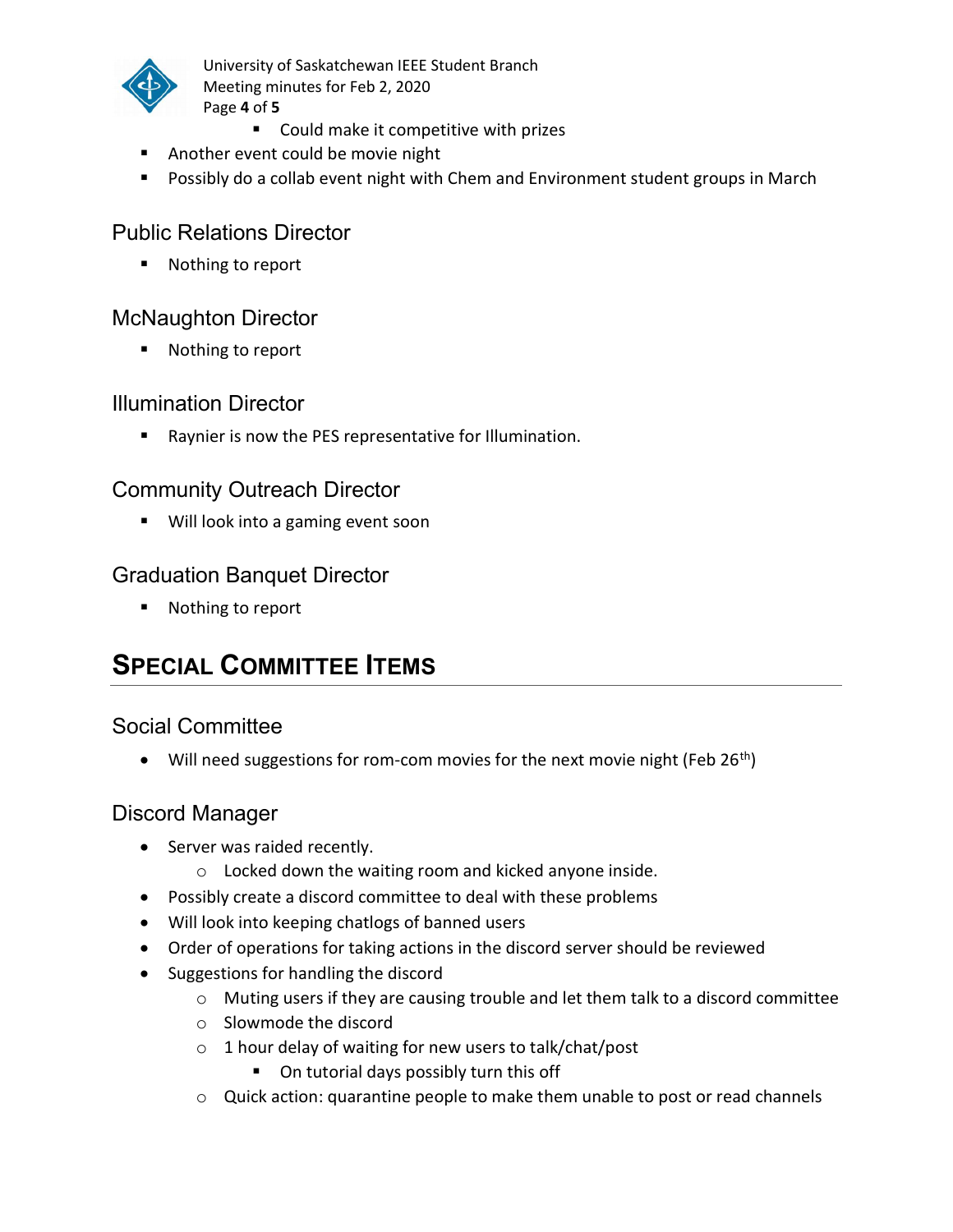- Could make it competitive with prizes
- Another event could be movie night
- Possibly do a collab event night with Chem and Environment student groups in March

### Public Relations Director

- Nothing to report

### McNaughton Director

- Nothing to report

### Illumination Director

- Raynier is now the PES representative for Illumination.

### Community Outreach Director

- Will look into a gaming event soon

### Graduation Banquet Director

- Nothing to report

## Special Committee Items

### Social Committee

- Will need suggestions for rom-com movies for the next movie night (Feb 26th)

### Discord Manager

- Server was raided recently.
    - Locked down the waiting room and kicked anyone inside.
- Possibly create a discord committee to deal with these problems
- Will look into keeping chatlogs of banned users
- Order of operations for taking actions in the discord server should be reviewed
- Suggestions for handling the discord
    - Muting users if they are causing trouble and let them talk to a discord committee
    - Slowmode the discord
    - 1 hour delay of waiting for new users to talk/chat/post
        - On tutorial days possibly turn this off
    - Quick action: quarantine people to make them unable to post or read channels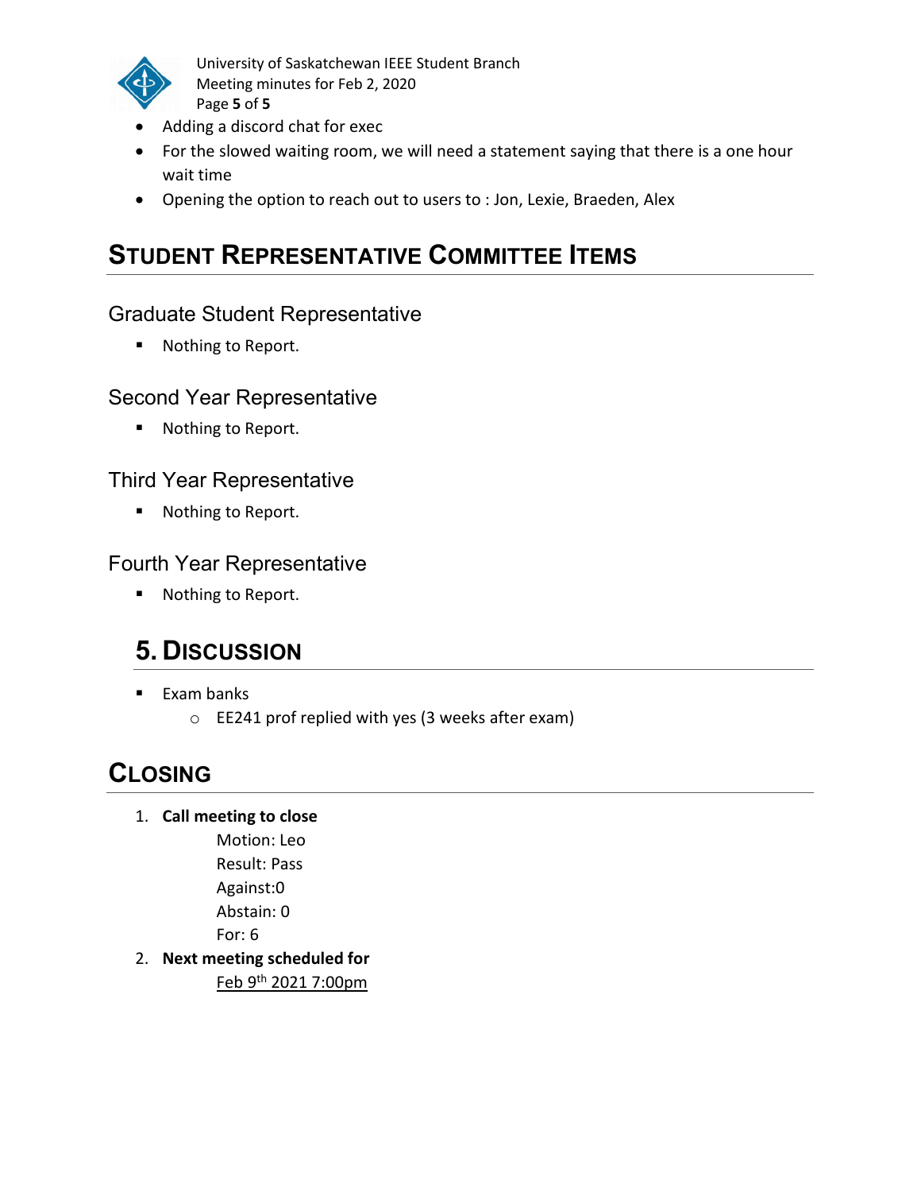- Adding a discord chat for exec
- For the slowed waiting room, we will need a statement saying that there is a one hour wait time
- Opening the option to reach out to users to : Jon, Lexie, Braeden, Alex

## STUDENT REPRESENTATIVE COMMITTEE ITEMS

### Graduate Student Representative

- Nothing to Report.

### Second Year Representative

- Nothing to Report.

### Third Year Representative

- Nothing to Report.

### Fourth Year Representative

- Nothing to Report.

## 5. DISCUSSION

- Exam banks
  - EE241 prof replied with yes (3 weeks after exam)

## CLOSING

1. **Call meeting to close**
   Motion: Leo
   Result: Pass
   Against:0
   Abstain: 0
   For: 6
2. **Next meeting scheduled for**
   Feb 9th 2021 7:00pm